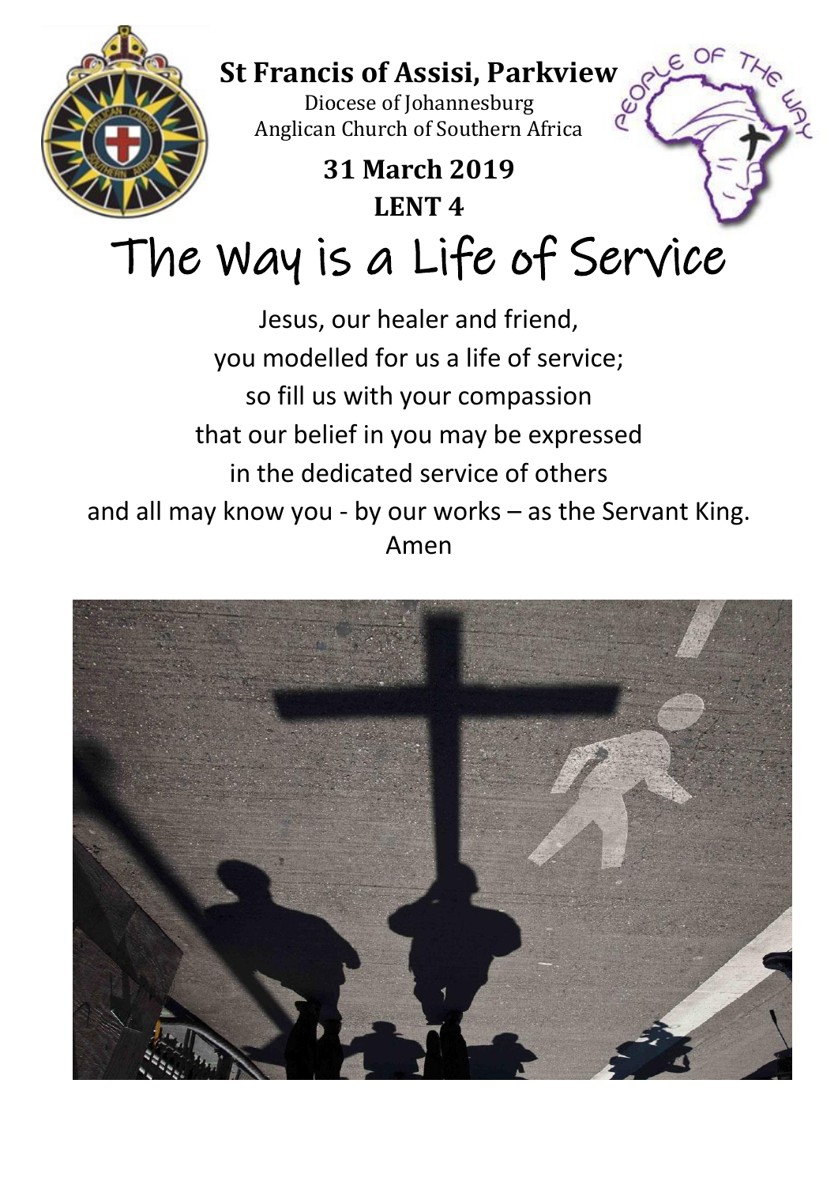**St Francis of Assisi, Parkview**

Diocese of Johannesburg
Anglican Church of Southern Africa

**31 March 2019**

**LENT 4**

# The Way is a Life of Service

Jesus, our healer and friend,
you modelled for us a life of service;
so fill us with your compassion
that our belief in you may be expressed
in the dedicated service of others
and all may know you - by our works – as the Servant King.
Amen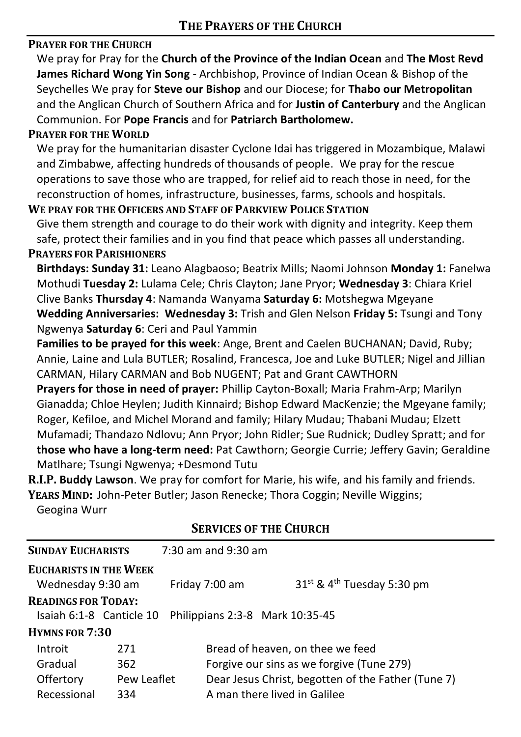## THE PRAYERS OF THE CHURCH

**PRAYER FOR THE CHURCH**

We pray for Pray for the **Church of the Province of the Indian Ocean** and **The Most Revd James Richard Wong Yin Song** - Archbishop, Province of Indian Ocean & Bishop of the Seychelles We pray for **Steve our Bishop** and our Diocese; for **Thabo our Metropolitan** and the Anglican Church of Southern Africa and for **Justin of Canterbury** and the Anglican Communion. For **Pope Francis** and for **Patriarch Bartholomew.**

**PRAYER FOR THE WORLD**

We pray for the humanitarian disaster Cyclone Idai has triggered in Mozambique, Malawi and Zimbabwe, affecting hundreds of thousands of people. We pray for the rescue operations to save those who are trapped, for relief aid to reach those in need, for the reconstruction of homes, infrastructure, businesses, farms, schools and hospitals.

**WE PRAY FOR THE OFFICERS AND STAFF OF PARKVIEW POLICE STATION**

Give them strength and courage to do their work with dignity and integrity. Keep them safe, protect their families and in you find that peace which passes all understanding.

**PRAYERS FOR PARISHIONERS**

**Birthdays: Sunday 31:** Leano Alagbaoso; Beatrix Mills; Naomi Johnson **Monday 1:** Fanelwa Mothudi **Tuesday 2:** Lulama Cele; Chris Clayton; Jane Pryor; **Wednesday 3**: Chiara Kriel Clive Banks **Thursday 4**: Namanda Wanyama **Saturday 6:** Motshegwa Mgeyane

**Wedding Anniversaries: Wednesday 3:** Trish and Glen Nelson **Friday 5:** Tsungi and Tony Ngwenya **Saturday 6**: Ceri and Paul Yammin

**Families to be prayed for this week**: Ange, Brent and Caelen BUCHANAN; David, Ruby; Annie, Laine and Lula BUTLER; Rosalind, Francesca, Joe and Luke BUTLER; Nigel and Jillian CARMAN, Hilary CARMAN and Bob NUGENT; Pat and Grant CAWTHORN

**Prayers for those in need of prayer:** Phillip Cayton-Boxall; Maria Frahm-Arp; Marilyn Gianadda; Chloe Heylen; Judith Kinnaird; Bishop Edward MacKenzie; the Mgeyane family; Roger, Kefiloe, and Michel Morand and family; Hilary Mudau; Thabani Mudau; Elzett Mufamadi; Thandazo Ndlovu; Ann Pryor; John Ridler; Sue Rudnick; Dudley Spratt; and for **those who have a long-term need:** Pat Cawthorn; Georgie Currie; Jeffery Gavin; Geraldine Matlhare; Tsungi Ngwenya; +Desmond Tutu

**R.I.P. Buddy Lawson**. We pray for comfort for Marie, his wife, and his family and friends.

**YEARS MIND:** John-Peter Butler; Jason Renecke; Thora Coggin; Neville Wiggins; Geogina Wurr

## SERVICES OF THE CHURCH

**SUNDAY EUCHARISTS** 7:30 am and 9:30 am

**EUCHARISTS IN THE WEEK**

Wednesday 9:30 am    Friday 7:00 am    31st & 4th Tuesday 5:30 pm

**READINGS FOR TODAY:**

Isaiah 6:1-8 Canticle 10 Philippians 2:3-8 Mark 10:35-45

**HYMNS FOR 7:30**

| | | |
|---|---|---|
| Introit | 271 | Bread of heaven, on thee we feed |
| Gradual | 362 | Forgive our sins as we forgive (Tune 279) |
| Offertory | Pew Leaflet | Dear Jesus Christ, begotten of the Father (Tune 7) |
| Recessional | 334 | A man there lived in Galilee |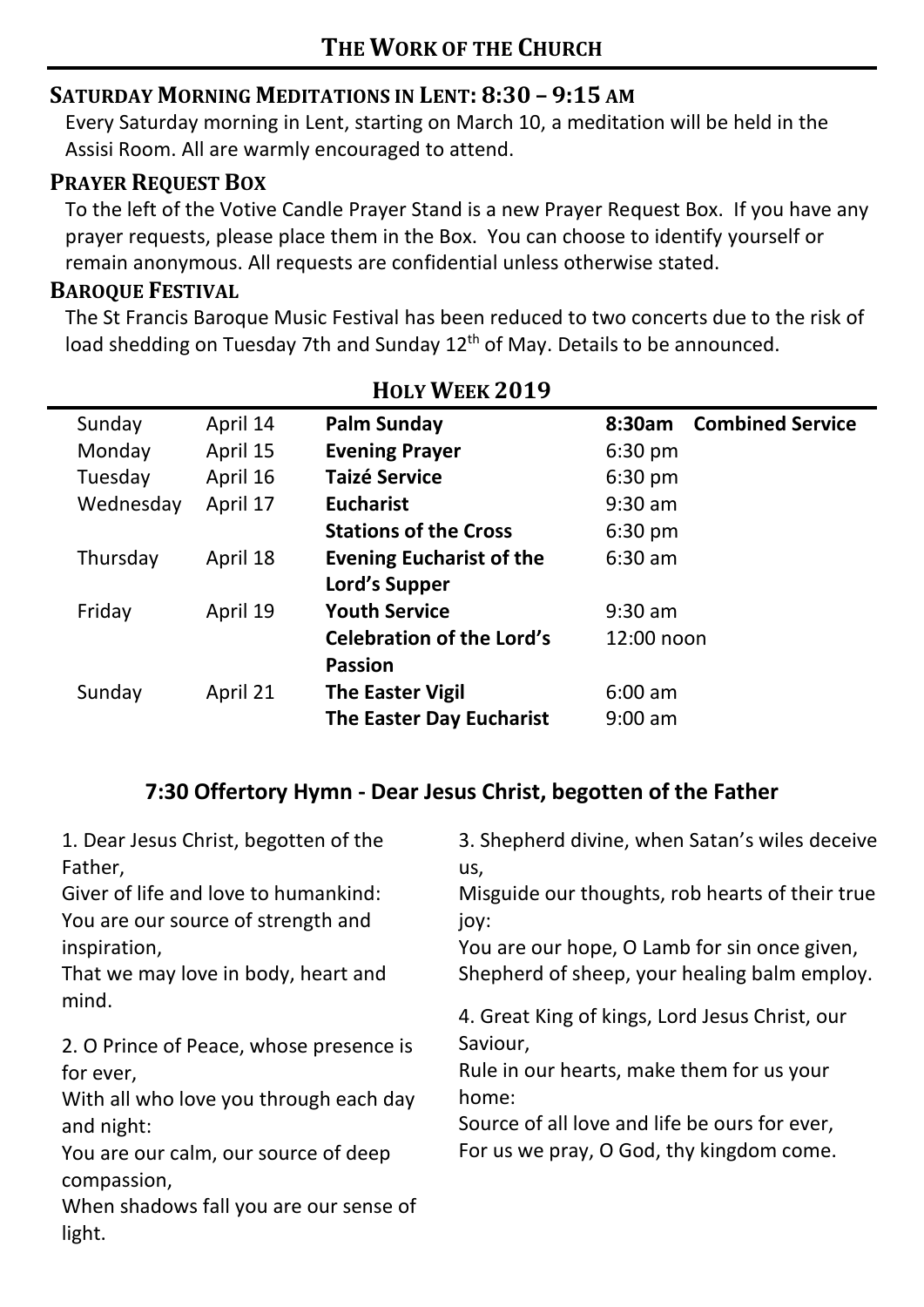# THE WORK OF THE CHURCH

## SATURDAY MORNING MEDITATIONS IN LENT: 8:30 – 9:15 AM

Every Saturday morning in Lent, starting on March 10, a meditation will be held in the Assisi Room. All are warmly encouraged to attend.

## PRAYER REQUEST BOX

To the left of the Votive Candle Prayer Stand is a new Prayer Request Box. If you have any prayer requests, please place them in the Box. You can choose to identify yourself or remain anonymous. All requests are confidential unless otherwise stated.

## BAROQUE FESTIVAL

The St Francis Baroque Music Festival has been reduced to two concerts due to the risk of load shedding on Tuesday 7th and Sunday 12th of May. Details to be announced.

## HOLY WEEK 2019

| | | | |
|---|---|---|---|
| Sunday | April 14 | **Palm Sunday** | **8:30am Combined Service** |
| Monday | April 15 | **Evening Prayer** | 6:30 pm |
| Tuesday | April 16 | **Taizé Service** | 6:30 pm |
| Wednesday | April 17 | **Eucharist** | 9:30 am |
| | | **Stations of the Cross** | 6:30 pm |
| Thursday | April 18 | **Evening Eucharist of the Lord's Supper** | 6:30 am |
| Friday | April 19 | **Youth Service** | 9:30 am |
| | | **Celebration of the Lord's Passion** | 12:00 noon |
| Sunday | April 21 | **The Easter Vigil** | 6:00 am |
| | | **The Easter Day Eucharist** | 9:00 am |

## 7:30 Offertory Hymn - Dear Jesus Christ, begotten of the Father

1. Dear Jesus Christ, begotten of the Father,
Giver of life and love to humankind:
You are our source of strength and inspiration,
That we may love in body, heart and mind.

2. O Prince of Peace, whose presence is for ever,
With all who love you through each day and night:
You are our calm, our source of deep compassion,
When shadows fall you are our sense of light.

3. Shepherd divine, when Satan's wiles deceive us,
Misguide our thoughts, rob hearts of their true joy:
You are our hope, O Lamb for sin once given,
Shepherd of sheep, your healing balm employ.

4. Great King of kings, Lord Jesus Christ, our Saviour,
Rule in our hearts, make them for us your home:
Source of all love and life be ours for ever,
For us we pray, O God, thy kingdom come.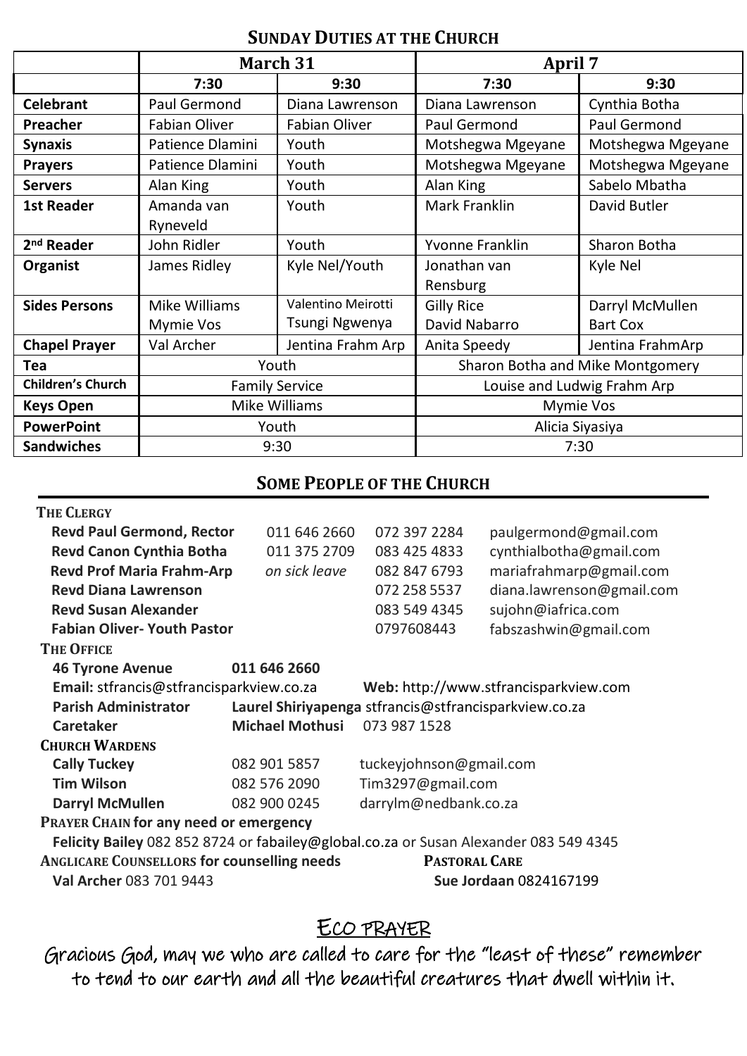## SUNDAY DUTIES AT THE CHURCH

| | March 31 | | April 7 | |
|---|---|---|---|---|
| | 7:30 | 9:30 | 7:30 | 9:30 |
| **Celebrant** | Paul Germond | Diana Lawrenson | Diana Lawrenson | Cynthia Botha |
| **Preacher** | Fabian Oliver | Fabian Oliver | Paul Germond | Paul Germond |
| **Synaxis** | Patience Dlamini | Youth | Motshegwa Mgeyane | Motshegwa Mgeyane |
| **Prayers** | Patience Dlamini | Youth | Motshegwa Mgeyane | Motshegwa Mgeyane |
| **Servers** | Alan King | Youth | Alan King | Sabelo Mbatha |
| **1st Reader** | Amanda van Ryneveld | Youth | Mark Franklin | David Butler |
| **2nd Reader** | John Ridler | Youth | Yvonne Franklin | Sharon Botha |
| **Organist** | James Ridley | Kyle Nel/Youth | Jonathan van Rensburg | Kyle Nel |
| **Sides Persons** | Mike Williams Mymie Vos | Valentino Meirotti Tsungi Ngwenya | Gilly Rice David Nabarro | Darryl McMullen Bart Cox |
| **Chapel Prayer** | Val Archer | Jentina Frahm Arp | Anita Speedy | Jentina FrahmArp |
| **Tea** | Youth | | Sharon Botha and Mike Montgomery | |
| **Children's Church** | Family Service | | Louise and Ludwig Frahm Arp | |
| **Keys Open** | Mike Williams | | Mymie Vos | |
| **PowerPoint** | Youth | | Alicia Siyasiya | |
| **Sandwiches** | 9:30 | | 7:30 | |

## SOME PEOPLE OF THE CHURCH

**THE CLERGY**

| | | | |
|---|---|---|---|
| **Revd Paul Germond, Rector** | 011 646 2660 | 072 397 2284 | paulgermond@gmail.com |
| **Revd Canon Cynthia Botha** | 011 375 2709 | 083 425 4833 | cynthialbotha@gmail.com |
| **Revd Prof Maria Frahm-Arp** | *on sick leave* | 082 847 6793 | mariafrahmarp@gmail.com |
| **Revd Diana Lawrenson** | | 072 258 5537 | diana.lawrenson@gmail.com |
| **Revd Susan Alexander** | | 083 549 4345 | sujohn@iafrica.com |
| **Fabian Oliver- Youth Pastor** | | 0797608443 | fabszashwin@gmail.com |

**THE OFFICE**

**46 Tyrone Avenue** **011 646 2660**

**Email:** stfrancis@stfrancisparkview.co.za **Web:** http://www.stfrancisparkview.com

**Parish Administrator** **Laurel Shiriyapenga** stfrancis@stfrancisparkview.co.za

**Caretaker** **Michael Mothusi** 073 987 1528

**CHURCH WARDENS**

| | | |
|---|---|---|
| **Cally Tuckey** | 082 901 5857 | tuckeyjohnson@gmail.com |
| **Tim Wilson** | 082 576 2090 | Tim3297@gmail.com |
| **Darryl McMullen** | 082 900 0245 | darrylm@nedbank.co.za |

**PRAYER CHAIN for any need or emergency**

**Felicity Bailey** 082 852 8724 or fabailey@global.co.za or Susan Alexander 083 549 4345

**ANGLICARE COUNSELLORS for counselling needs**

**Val Archer** 083 701 9443

**PASTORAL CARE**

**Sue Jordaan** 0824167199

## ECO PRAYER

Gracious God, may we who are called to care for the "least of these" remember to tend to our earth and all the beautiful creatures that dwell within it.